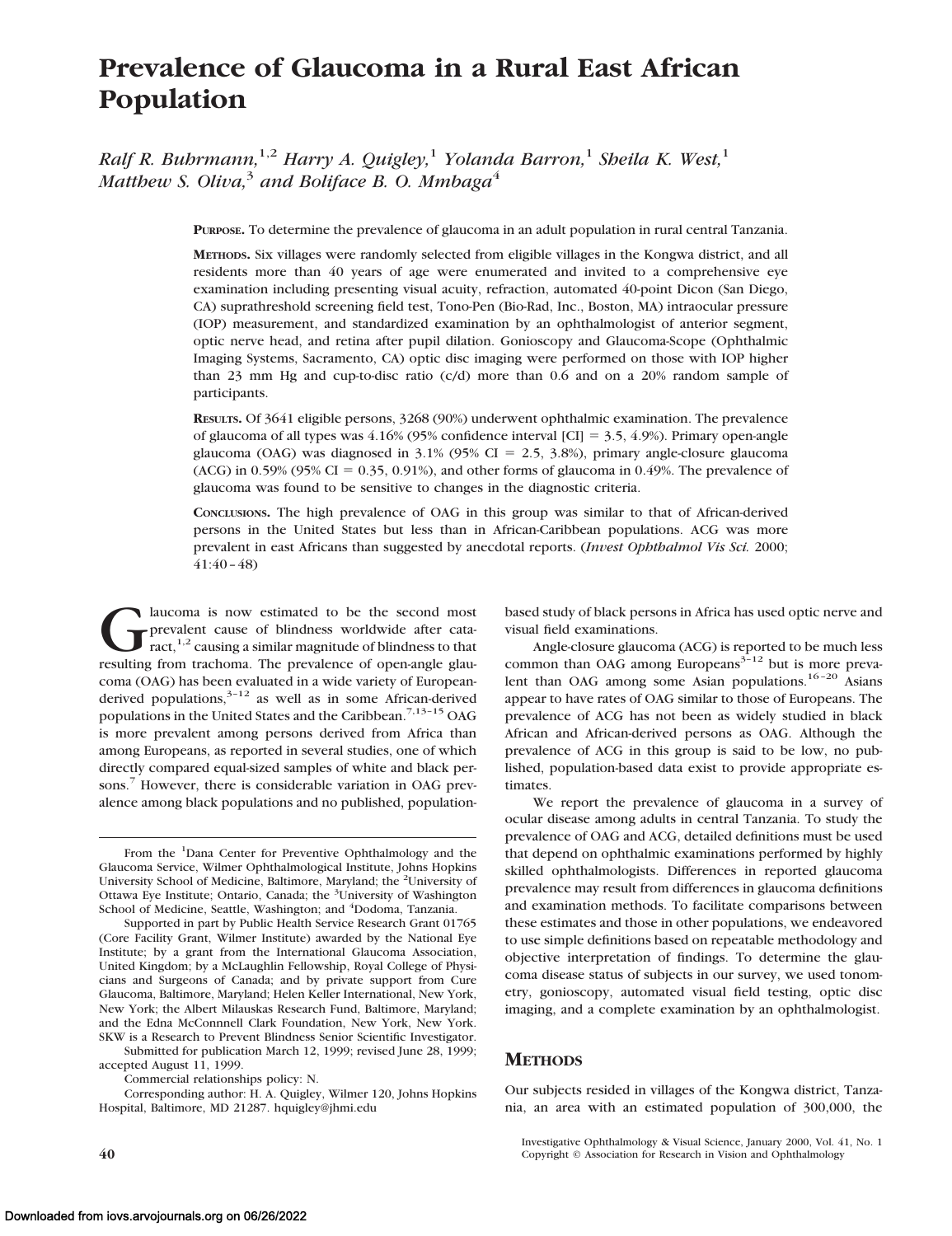# Prevalence of Glaucoma in a Rural East African Population

*Ralf R. Buhrmann,*[1,2] *Harry A. Quigley,*[1] *Yolanda Barron,*[1] *Sheila K. West,*[1] *Matthew S. Oliva,*[3] *and Boliface B. O. Mmbaga*[4]

**PURPOSE.** To determine the prevalence of glaucoma in an adult population in rural central Tanzania.

**METHODS.** Six villages were randomly selected from eligible villages in the Kongwa district, and all residents more than 40 years of age were enumerated and invited to a comprehensive eye examination including presenting visual acuity, refraction, automated 40-point Dicon (San Diego, CA) suprathreshold screening field test, Tono-Pen (Bio-Rad, Inc., Boston, MA) intraocular pressure (IOP) measurement, and standardized examination by an ophthalmologist of anterior segment, optic nerve head, and retina after pupil dilation. Gonioscopy and Glaucoma-Scope (Ophthalmic Imaging Systems, Sacramento, CA) optic disc imaging were performed on those with IOP higher than 23 mm Hg and cup-to-disc ratio (c/d) more than 0.6 and on a 20% random sample of participants.

**RESULTS.** Of 3641 eligible persons, 3268 (90%) underwent ophthalmic examination. The prevalence of glaucoma of all types was 4.16% (95% confidence interval [CI] = 3.5, 4.9%). Primary open-angle glaucoma (OAG) was diagnosed in 3.1% (95% CI = 2.5, 3.8%), primary angle-closure glaucoma (ACG) in 0.59% (95% CI = 0.35, 0.91%), and other forms of glaucoma in 0.49%. The prevalence of glaucoma was found to be sensitive to changes in the diagnostic criteria.

**CONCLUSIONS.** The high prevalence of OAG in this group was similar to that of African-derived persons in the United States but less than in African-Caribbean populations. ACG was more prevalent in east Africans than suggested by anecdotal reports. (*Invest Ophthalmol Vis Sci.* 2000; 41:40–48)

Glaucoma is now estimated to be the second most prevalent cause of blindness worldwide after cataract,[1,2] causing a similar magnitude of blindness to that resulting from trachoma. The prevalence of open-angle glaucoma (OAG) has been evaluated in a wide variety of European-derived populations,[3–12] as well as in some African-derived populations in the United States and the Caribbean.[7,13–15] OAG is more prevalent among persons derived from Africa than among Europeans, as reported in several studies, one of which directly compared equal-sized samples of white and black persons.[7] However, there is considerable variation in OAG prevalence among black populations and no published, population-based study of black persons in Africa has used optic nerve and visual field examinations.

Angle-closure glaucoma (ACG) is reported to be much less common than OAG among Europeans[3–12] but is more prevalent than OAG among some Asian populations.[16–20] Asians appear to have rates of OAG similar to those of Europeans. The prevalence of ACG has not been as widely studied in black African and African-derived persons as OAG. Although the prevalence of ACG in this group is said to be low, no published, population-based data exist to provide appropriate estimates.

We report the prevalence of glaucoma in a survey of ocular disease among adults in central Tanzania. To study the prevalence of OAG and ACG, detailed definitions must be used that depend on ophthalmic examinations performed by highly skilled ophthalmologists. Differences in reported glaucoma prevalence may result from differences in glaucoma definitions and examination methods. To facilitate comparisons between these estimates and those in other populations, we endeavored to use simple definitions based on repeatable methodology and objective interpretation of findings. To determine the glaucoma disease status of subjects in our survey, we used tonometry, gonioscopy, automated visual field testing, optic disc imaging, and a complete examination by an ophthalmologist.

## METHODS

Our subjects resided in villages of the Kongwa district, Tanzania, an area with an estimated population of 300,000, the

From the [1]Dana Center for Preventive Ophthalmology and the Glaucoma Service, Wilmer Ophthalmological Institute, Johns Hopkins University School of Medicine, Baltimore, Maryland; the [2]University of Ottawa Eye Institute; Ontario, Canada; the [3]University of Washington School of Medicine, Seattle, Washington; and [4]Dodoma, Tanzania.

Supported in part by Public Health Service Research Grant 01765 (Core Facility Grant, Wilmer Institute) awarded by the National Eye Institute; by a grant from the International Glaucoma Association, United Kingdom; by a McLaughlin Fellowship, Royal College of Physicians and Surgeons of Canada; and by private support from Cure Glaucoma, Baltimore, Maryland; Helen Keller International, New York, New York; the Albert Milauskas Research Fund, Baltimore, Maryland; and the Edna McConnnell Clark Foundation, New York, New York. SKW is a Research to Prevent Blindness Senior Scientific Investigator.

Submitted for publication March 12, 1999; revised June 28, 1999; accepted August 11, 1999.

Commercial relationships policy: N.

Corresponding author: H. A. Quigley, Wilmer 120, Johns Hopkins Hospital, Baltimore, MD 21287. hquigley@jhmi.edu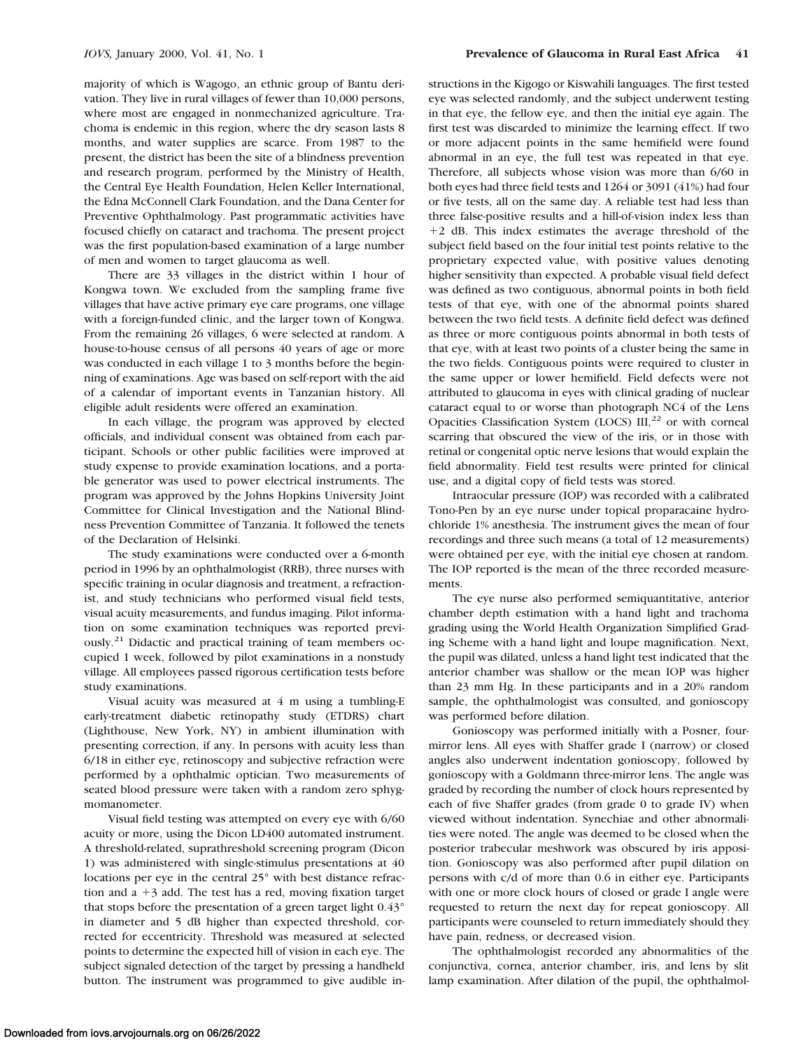majority of which is Wagogo, an ethnic group of Bantu derivation. They live in rural villages of fewer than 10,000 persons, where most are engaged in nonmechanized agriculture. Trachoma is endemic in this region, where the dry season lasts 8 months, and water supplies are scarce. From 1987 to the present, the district has been the site of a blindness prevention and research program, performed by the Ministry of Health, the Central Eye Health Foundation, Helen Keller International, the Edna McConnell Clark Foundation, and the Dana Center for Preventive Ophthalmology. Past programmatic activities have focused chiefly on cataract and trachoma. The present project was the first population-based examination of a large number of men and women to target glaucoma as well.

There are 33 villages in the district within 1 hour of Kongwa town. We excluded from the sampling frame five villages that have active primary eye care programs, one village with a foreign-funded clinic, and the larger town of Kongwa. From the remaining 26 villages, 6 were selected at random. A house-to-house census of all persons 40 years of age or more was conducted in each village 1 to 3 months before the beginning of examinations. Age was based on self-report with the aid of a calendar of important events in Tanzanian history. All eligible adult residents were offered an examination.

In each village, the program was approved by elected officials, and individual consent was obtained from each participant. Schools or other public facilities were improved at study expense to provide examination locations, and a portable generator was used to power electrical instruments. The program was approved by the Johns Hopkins University Joint Committee for Clinical Investigation and the National Blindness Prevention Committee of Tanzania. It followed the tenets of the Declaration of Helsinki.

The study examinations were conducted over a 6-month period in 1996 by an ophthalmologist (RRB), three nurses with specific training in ocular diagnosis and treatment, a refractionist, and study technicians who performed visual field tests, visual acuity measurements, and fundus imaging. Pilot information on some examination techniques was reported previously.[21] Didactic and practical training of team members occupied 1 week, followed by pilot examinations in a nonstudy village. All employees passed rigorous certification tests before study examinations.

Visual acuity was measured at 4 m using a tumbling-E early-treatment diabetic retinopathy study (ETDRS) chart (Lighthouse, New York, NY) in ambient illumination with presenting correction, if any. In persons with acuity less than 6/18 in either eye, retinoscopy and subjective refraction were performed by a ophthalmic optician. Two measurements of seated blood pressure were taken with a random zero sphygmomanometer.

Visual field testing was attempted on every eye with 6/60 acuity or more, using the Dicon LD400 automated instrument. A threshold-related, suprathreshold screening program (Dicon 1) was administered with single-stimulus presentations at 40 locations per eye in the central 25° with best distance refraction and a +3 add. The test has a red, moving fixation target that stops before the presentation of a green target light 0.43° in diameter and 5 dB higher than expected threshold, corrected for eccentricity. Threshold was measured at selected points to determine the expected hill of vision in each eye. The subject signaled detection of the target by pressing a handheld button. The instrument was programmed to give audible instructions in the Kigogo or Kiswahili languages. The first tested eye was selected randomly, and the subject underwent testing in that eye, the fellow eye, and then the initial eye again. The first test was discarded to minimize the learning effect. If two or more adjacent points in the same hemifield were found abnormal in an eye, the full test was repeated in that eye. Therefore, all subjects whose vision was more than 6/60 in both eyes had three field tests and 1264 or 3091 (41%) had four or five tests, all on the same day. A reliable test had less than three false-positive results and a hill-of-vision index less than +2 dB. This index estimates the average threshold of the subject field based on the four initial test points relative to the proprietary expected value, with positive values denoting higher sensitivity than expected. A probable visual field defect was defined as two contiguous, abnormal points in both field tests of that eye, with one of the abnormal points shared between the two field tests. A definite field defect was defined as three or more contiguous points abnormal in both tests of that eye, with at least two points of a cluster being the same in the two fields. Contiguous points were required to cluster in the same upper or lower hemifield. Field defects were not attributed to glaucoma in eyes with clinical grading of nuclear cataract equal to or worse than photograph NC4 of the Lens Opacities Classification System (LOCS) III,[22] or with corneal scarring that obscured the view of the iris, or in those with retinal or congenital optic nerve lesions that would explain the field abnormality. Field test results were printed for clinical use, and a digital copy of field tests was stored.

Intraocular pressure (IOP) was recorded with a calibrated Tono-Pen by an eye nurse under topical proparacaine hydrochloride 1% anesthesia. The instrument gives the mean of four recordings and three such means (a total of 12 measurements) were obtained per eye, with the initial eye chosen at random. The IOP reported is the mean of the three recorded measurements.

The eye nurse also performed semiquantitative, anterior chamber depth estimation with a hand light and trachoma grading using the World Health Organization Simplified Grading Scheme with a hand light and loupe magnification. Next, the pupil was dilated, unless a hand light test indicated that the anterior chamber was shallow or the mean IOP was higher than 23 mm Hg. In these participants and in a 20% random sample, the ophthalmologist was consulted, and gonioscopy was performed before dilation.

Gonioscopy was performed initially with a Posner, four-mirror lens. All eyes with Shaffer grade I (narrow) or closed angles also underwent indentation gonioscopy, followed by gonioscopy with a Goldmann three-mirror lens. The angle was graded by recording the number of clock hours represented by each of five Shaffer grades (from grade 0 to grade IV) when viewed without indentation. Synechiae and other abnormalities were noted. The angle was deemed to be closed when the posterior trabecular meshwork was obscured by iris apposition. Gonioscopy was also performed after pupil dilation on persons with c/d of more than 0.6 in either eye. Participants with one or more clock hours of closed or grade I angle were requested to return the next day for repeat gonioscopy. All participants were counseled to return immediately should they have pain, redness, or decreased vision.

The ophthalmologist recorded any abnormalities of the conjunctiva, cornea, anterior chamber, iris, and lens by slit lamp examination. After dilation of the pupil, the ophthalmol-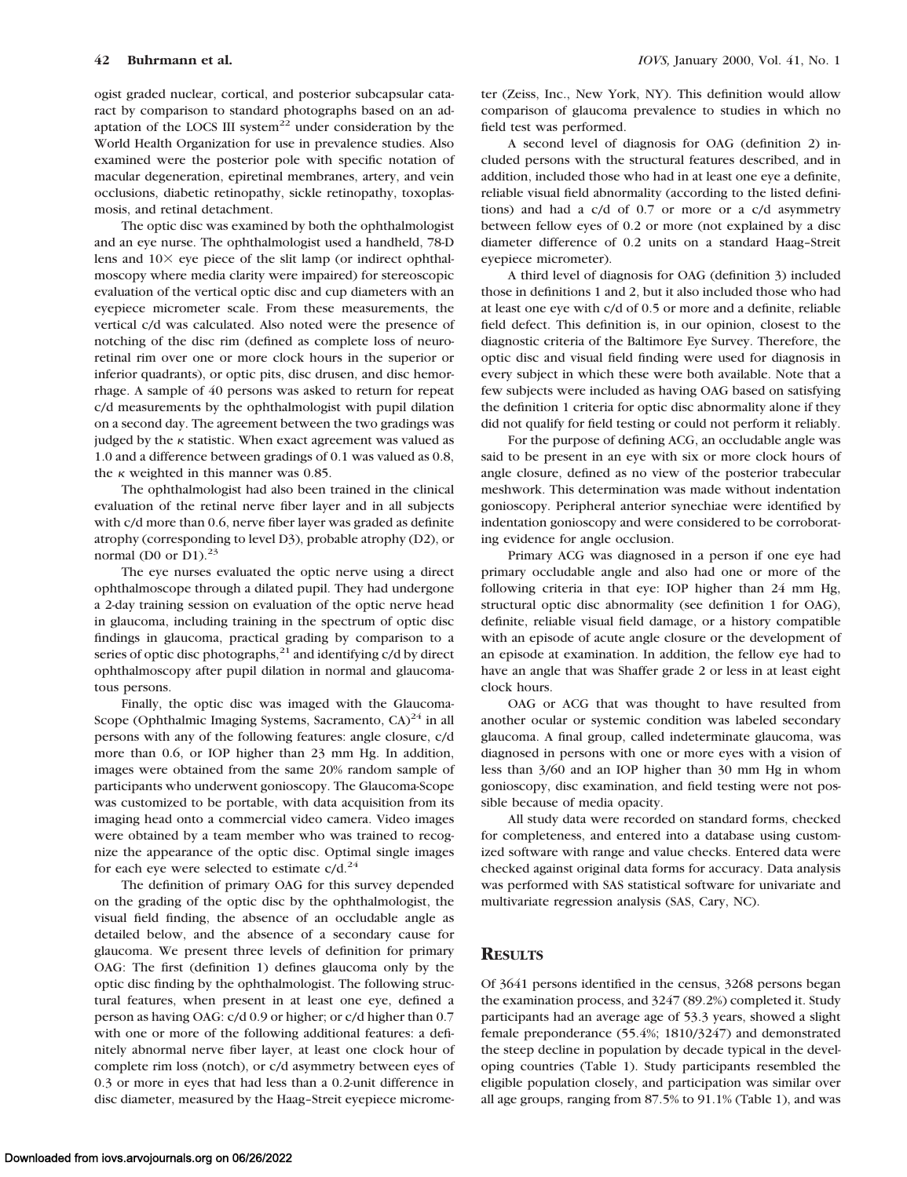ogist graded nuclear, cortical, and posterior subcapsular cataract by comparison to standard photographs based on an adaptation of the LOCS III system[22] under consideration by the World Health Organization for use in prevalence studies. Also examined were the posterior pole with specific notation of macular degeneration, epiretinal membranes, artery, and vein occlusions, diabetic retinopathy, sickle retinopathy, toxoplasmosis, and retinal detachment.

The optic disc was examined by both the ophthalmologist and an eye nurse. The ophthalmologist used a handheld, 78-D lens and 10× eye piece of the slit lamp (or indirect ophthalmoscopy where media clarity were impaired) for stereoscopic evaluation of the vertical optic disc and cup diameters with an eyepiece micrometer scale. From these measurements, the vertical c/d was calculated. Also noted were the presence of notching of the disc rim (defined as complete loss of neuroretinal rim over one or more clock hours in the superior or inferior quadrants), or optic pits, disc drusen, and disc hemorrhage. A sample of 40 persons was asked to return for repeat c/d measurements by the ophthalmologist with pupil dilation on a second day. The agreement between the two gradings was judged by the $\kappa$ statistic. When exact agreement was valued as 1.0 and a difference between gradings of 0.1 was valued as 0.8, the $\kappa$ weighted in this manner was 0.85.

The ophthalmologist had also been trained in the clinical evaluation of the retinal nerve fiber layer and in all subjects with c/d more than 0.6, nerve fiber layer was graded as definite atrophy (corresponding to level D3), probable atrophy (D2), or normal (D0 or D1).[23]

The eye nurses evaluated the optic nerve using a direct ophthalmoscope through a dilated pupil. They had undergone a 2-day training session on evaluation of the optic nerve head in glaucoma, including training in the spectrum of optic disc findings in glaucoma, practical grading by comparison to a series of optic disc photographs,[21] and identifying c/d by direct ophthalmoscopy after pupil dilation in normal and glaucomatous persons.

Finally, the optic disc was imaged with the GlaucomaScope (Ophthalmic Imaging Systems, Sacramento, CA)[24] in all persons with any of the following features: angle closure, c/d more than 0.6, or IOP higher than 23 mm Hg. In addition, images were obtained from the same 20% random sample of participants who underwent gonioscopy. The GlaucomaScope was customized to be portable, with data acquisition from its imaging head onto a commercial video camera. Video images were obtained by a team member who was trained to recognize the appearance of the optic disc. Optimal single images for each eye were selected to estimate c/d.[24]

The definition of primary OAG for this survey depended on the grading of the optic disc by the ophthalmologist, the visual field finding, the absence of an occludable angle as detailed below, and the absence of a secondary cause for glaucoma. We present three levels of definition for primary OAG: The first (definition 1) defines glaucoma only by the optic disc finding by the ophthalmologist. The following structural features, when present in at least one eye, defined a person as having OAG: c/d 0.9 or higher; or c/d higher than 0.7 with one or more of the following additional features: a definitely abnormal nerve fiber layer, at least one clock hour of complete rim loss (notch), or c/d asymmetry between eyes of 0.3 or more in eyes that had less than a 0.2-unit difference in disc diameter, measured by the Haag–Streit eyepiece micrometer (Zeiss, Inc., New York, NY). This definition would allow comparison of glaucoma prevalence to studies in which no field test was performed.

A second level of diagnosis for OAG (definition 2) included persons with the structural features described, and in addition, included those who had in at least one eye a definite, reliable visual field abnormality (according to the listed definitions) and had a c/d of 0.7 or more or a c/d asymmetry between fellow eyes of 0.2 or more (not explained by a disc diameter difference of 0.2 units on a standard Haag–Streit eyepiece micrometer).

A third level of diagnosis for OAG (definition 3) included those in definitions 1 and 2, but it also included those who had at least one eye with c/d of 0.5 or more and a definite, reliable field defect. This definition is, in our opinion, closest to the diagnostic criteria of the Baltimore Eye Survey. Therefore, the optic disc and visual field finding were used for diagnosis in every subject in which these were both available. Note that a few subjects were included as having OAG based on satisfying the definition 1 criteria for optic disc abnormality alone if they did not qualify for field testing or could not perform it reliably.

For the purpose of defining ACG, an occludable angle was said to be present in an eye with six or more clock hours of angle closure, defined as no view of the posterior trabecular meshwork. This determination was made without indentation gonioscopy. Peripheral anterior synechiae were identified by indentation gonioscopy and were considered to be corroborating evidence for angle occlusion.

Primary ACG was diagnosed in a person if one eye had primary occludable angle and also had one or more of the following criteria in that eye: IOP higher than 24 mm Hg, structural optic disc abnormality (see definition 1 for OAG), definite, reliable visual field damage, or a history compatible with an episode of acute angle closure or the development of an episode at examination. In addition, the fellow eye had to have an angle that was Shaffer grade 2 or less in at least eight clock hours.

OAG or ACG that was thought to have resulted from another ocular or systemic condition was labeled secondary glaucoma. A final group, called indeterminate glaucoma, was diagnosed in persons with one or more eyes with a vision of less than 3/60 and an IOP higher than 30 mm Hg in whom gonioscopy, disc examination, and field testing were not possible because of media opacity.

All study data were recorded on standard forms, checked for completeness, and entered into a database using customized software with range and value checks. Entered data were checked against original data forms for accuracy. Data analysis was performed with SAS statistical software for univariate and multivariate regression analysis (SAS, Cary, NC).

## RESULTS

Of 3641 persons identified in the census, 3268 persons began the examination process, and 3247 (89.2%) completed it. Study participants had an average age of 53.3 years, showed a slight female preponderance (55.4%; 1810/3247) and demonstrated the steep decline in population by decade typical in the developing countries (Table 1). Study participants resembled the eligible population closely, and participation was similar over all age groups, ranging from 87.5% to 91.1% (Table 1), and was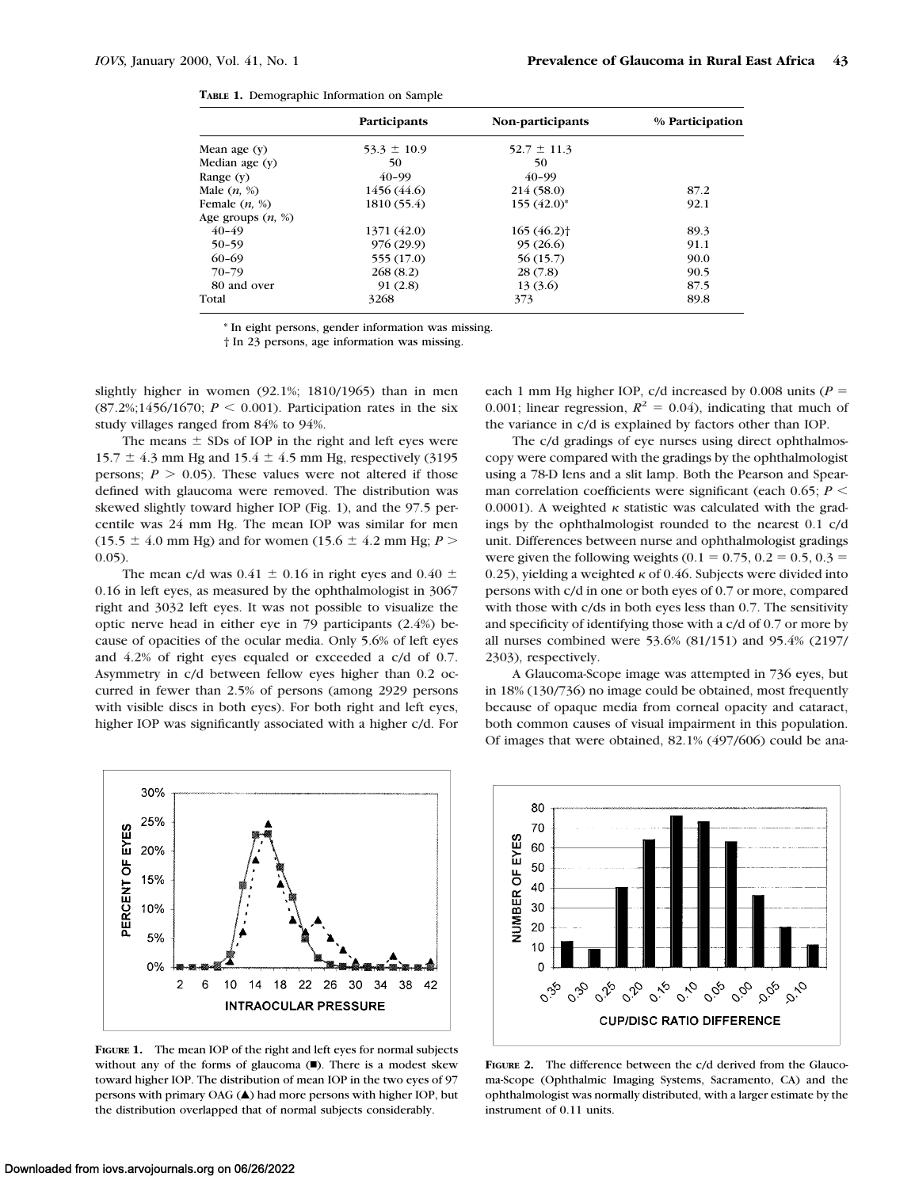**TABLE 1.** Demographic Information on Sample

| | Participants | Non-participants | % Participation |
|---|---|---|---|
| Mean age (y) | 53.3 ± 10.9 | 52.7 ± 11.3 | |
| Median age (y) | 50 | 50 | |
| Range (y) | 40–99 | 40–99 | |
| Male (*n*, %) | 1456 (44.6) | 214 (58.0) | 87.2 |
| Female (*n*, %) | 1810 (55.4) | 155 (42.0)* | 92.1 |
| Age groups (*n*, %) | | | |
| 40–49 | 1371 (42.0) | 165 (46.2)† | 89.3 |
| 50–59 | 976 (29.9) | 95 (26.6) | 91.1 |
| 60–69 | 555 (17.0) | 56 (15.7) | 90.0 |
| 70–79 | 268 (8.2) | 28 (7.8) | 90.5 |
| 80 and over | 91 (2.8) | 13 (3.6) | 87.5 |
| Total | 3268 | 373 | 89.8 |

\* In eight persons, gender information was missing.

† In 23 persons, age information was missing.

slightly higher in women (92.1%; 1810/1965) than in men (87.2%;1456/1670; $P < 0.001$). Participation rates in the six study villages ranged from 84% to 94%.

The means ± SDs of IOP in the right and left eyes were 15.7 ± 4.3 mm Hg and 15.4 ± 4.5 mm Hg, respectively (3195 persons; $P > 0.05$). These values were not altered if those defined with glaucoma were removed. The distribution was skewed slightly toward higher IOP (Fig. 1), and the 97.5 percentile was 24 mm Hg. The mean IOP was similar for men (15.5 ± 4.0 mm Hg) and for women (15.6 ± 4.2 mm Hg; $P > 0.05$).

The mean c/d was 0.41 ± 0.16 in right eyes and 0.40 ± 0.16 in left eyes, as measured by the ophthalmologist in 3067 right and 3032 left eyes. It was not possible to visualize the optic nerve head in either eye in 79 participants (2.4%) because of opacities of the ocular media. Only 5.6% of left eyes and 4.2% of right eyes equaled or exceeded a c/d of 0.7. Asymmetry in c/d between fellow eyes higher than 0.2 occurred in fewer than 2.5% of persons (among 2929 persons with visible discs in both eyes). For both right and left eyes, higher IOP was significantly associated with a higher c/d. For each 1 mm Hg higher IOP, c/d increased by 0.008 units ($P = 0.001$; linear regression, $R^2 = 0.04$), indicating that much of the variance in c/d is explained by factors other than IOP.

The c/d gradings of eye nurses using direct ophthalmoscopy were compared with the gradings by the ophthalmologist using a 78-D lens and a slit lamp. Both the Pearson and Spearman correlation coefficients were significant (each 0.65; $P < 0.0001$). A weighted $\kappa$ statistic was calculated with the gradings by the ophthalmologist rounded to the nearest 0.1 c/d unit. Differences between nurse and ophthalmologist gradings were given the following weights ($0.1 = 0.75$, $0.2 = 0.5$, $0.3 = 0.25$), yielding a weighted $\kappa$ of 0.46. Subjects were divided into persons with c/d in one or both eyes of 0.7 or more, compared with those with c/ds in both eyes less than 0.7. The sensitivity and specificity of identifying those with a c/d of 0.7 or more by all nurses combined were 53.6% (81/151) and 95.4% (2197/2303), respectively.

A Glaucoma-Scope image was attempted in 736 eyes, but in 18% (130/736) no image could be obtained, most frequently because of opaque media from corneal opacity and cataract, both common causes of visual impairment in this population. Of images that were obtained, 82.1% (497/606) could be ana-

**FIGURE 1.** The mean IOP of the right and left eyes for normal subjects without any of the forms of glaucoma (■). There is a modest skew toward higher IOP. The distribution of mean IOP in the two eyes of 97 persons with primary OAG (▲) had more persons with higher IOP, but the distribution overlapped that of normal subjects considerably.

**FIGURE 2.** The difference between the c/d derived from the Glaucoma-Scope (Ophthalmic Imaging Systems, Sacramento, CA) and the ophthalmologist was normally distributed, with a larger estimate by the instrument of 0.11 units.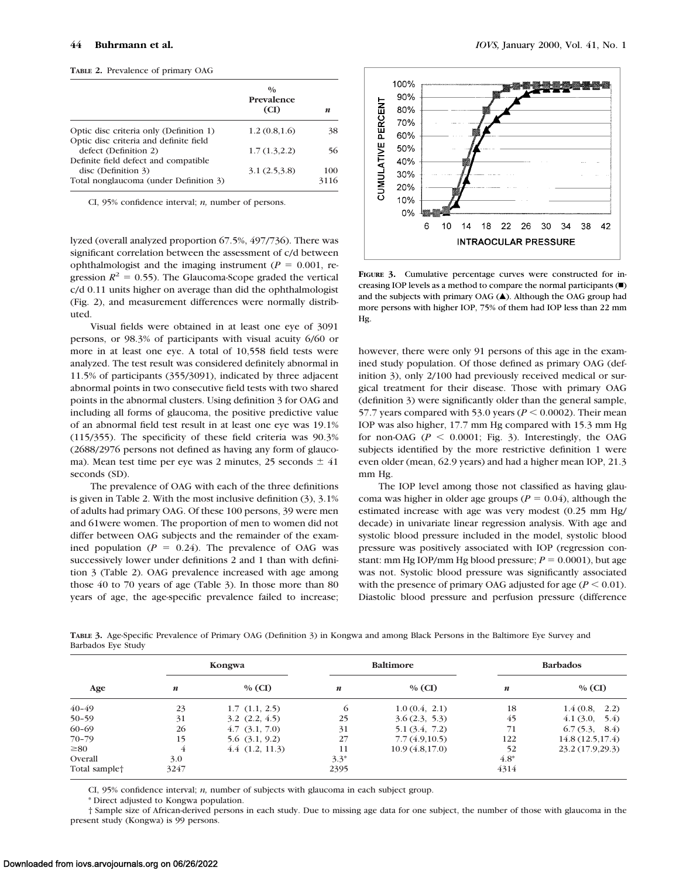**TABLE 2.** Prevalence of primary OAG

| | % Prevalence (CI) | *n* |
|---|---|---|
| Optic disc criteria only (Definition 1) | 1.2 (0.8,1.6) | 38 |
| Optic disc criteria and definite field defect (Definition 2) | 1.7 (1.3,2.2) | 56 |
| Definite field defect and compatible disc (Definition 3) | 3.1 (2.5,3.8) | 100 |
| Total nonglaucoma (under Definition 3) | | 3116 |

CI, 95% confidence interval; *n,* number of persons.

lyzed (overall analyzed proportion 67.5%, 497/736). There was significant correlation between the assessment of c/d between ophthalmologist and the imaging instrument ($P = 0.001$, regression $R^2 = 0.55$). The Glaucoma-Scope graded the vertical c/d 0.11 units higher on average than did the ophthalmologist (Fig. 2), and measurement differences were normally distributed.

Visual fields were obtained in at least one eye of 3091 persons, or 98.3% of participants with visual acuity 6/60 or more in at least one eye. A total of 10,558 field tests were analyzed. The test result was considered definitely abnormal in 11.5% of participants (355/3091), indicated by three adjacent abnormal points in two consecutive field tests with two shared points in the abnormal clusters. Using definition 3 for OAG and including all forms of glaucoma, the positive predictive value of an abnormal field test result in at least one eye was 19.1% (115/355). The specificity of these field criteria was 90.3% (2688/2976 persons not defined as having any form of glaucoma). Mean test time per eye was 2 minutes, 25 seconds ± 41 seconds (SD).

The prevalence of OAG with each of the three definitions is given in Table 2. With the most inclusive definition (3), 3.1% of adults had primary OAG. Of these 100 persons, 39 were men and 61were women. The proportion of men to women did not differ between OAG subjects and the remainder of the examined population ($P = 0.24$). The prevalence of OAG was successively lower under definitions 2 and 1 than with definition 3 (Table 2). OAG prevalence increased with age among those 40 to 70 years of age (Table 3). In those more than 80 years of age, the age-specific prevalence failed to increase; however, there were only 91 persons of this age in the examined study population. Of those defined as primary OAG (definition 3), only 2/100 had previously received medical or surgical treatment for their disease. Those with primary OAG (definition 3) were significantly older than the general sample, 57.7 years compared with 53.0 years ($P < 0.0002$). Their mean IOP was also higher, 17.7 mm Hg compared with 15.3 mm Hg for non-OAG ($P < 0.0001$; Fig. 3). Interestingly, the OAG subjects identified by the more restrictive definition 1 were even older (mean, 62.9 years) and had a higher mean IOP, 21.3 mm Hg.

**FIGURE 3.** Cumulative percentage curves were constructed for increasing IOP levels as a method to compare the normal participants (■) and the subjects with primary OAG (▲). Although the OAG group had more persons with higher IOP, 75% of them had IOP less than 22 mm Hg.

The IOP level among those not classified as having glaucoma was higher in older age groups ($P = 0.04$), although the estimated increase with age was very modest (0.25 mm Hg/decade) in univariate linear regression analysis. With age and systolic blood pressure included in the model, systolic blood pressure was positively associated with IOP (regression constant: mm Hg IOP/mm Hg blood pressure; $P = 0.0001$), but age was not. Systolic blood pressure was significantly associated with the presence of primary OAG adjusted for age ($P < 0.01$). Diastolic blood pressure and perfusion pressure (difference

**TABLE 3.** Age-Specific Prevalence of Primary OAG (Definition 3) in Kongwa and among Black Persons in the Baltimore Eye Survey and Barbados Eye Study

| | Kongwa | | Baltimore | | Barbados | |
|---|---|---|---|---|---|---|
| Age | *n* | % (CI) | *n* | % (CI) | *n* | % (CI) |
| 40–49 | 23 | 1.7 (1.1, 2.5) | 6 | 1.0 (0.4, 2.1) | 18 | 1.4 (0.8, 2.2) |
| 50–59 | 31 | 3.2 (2.2, 4.5) | 25 | 3.6 (2.3, 5.3) | 45 | 4.1 (3.0, 5.4) |
| 60–69 | 26 | 4.7 (3.1, 7.0) | 31 | 5.1 (3.4, 7.2) | 71 | 6.7 (5.3, 8.4) |
| 70–79 | 15 | 5.6 (3.1, 9.2) | 27 | 7.7 (4.9,10.5) | 122 | 14.8 (12.5,17.4) |
| ≥80 | 4 | 4.4 (1.2, 11.3) | 11 | 10.9 (4.8,17.0) | 52 | 23.2 (17.9,29.3) |
| Overall | 3.0 | | 3.3* | | 4.8* | |
| Total sample† | 3247 | | 2395 | | 4314 | |

CI, 95% confidence interval; *n,* number of subjects with glaucoma in each subject group.

* Direct adjusted to Kongwa population.

† Sample size of African-derived persons in each study. Due to missing age data for one subject, the number of those with glaucoma in the present study (Kongwa) is 99 persons.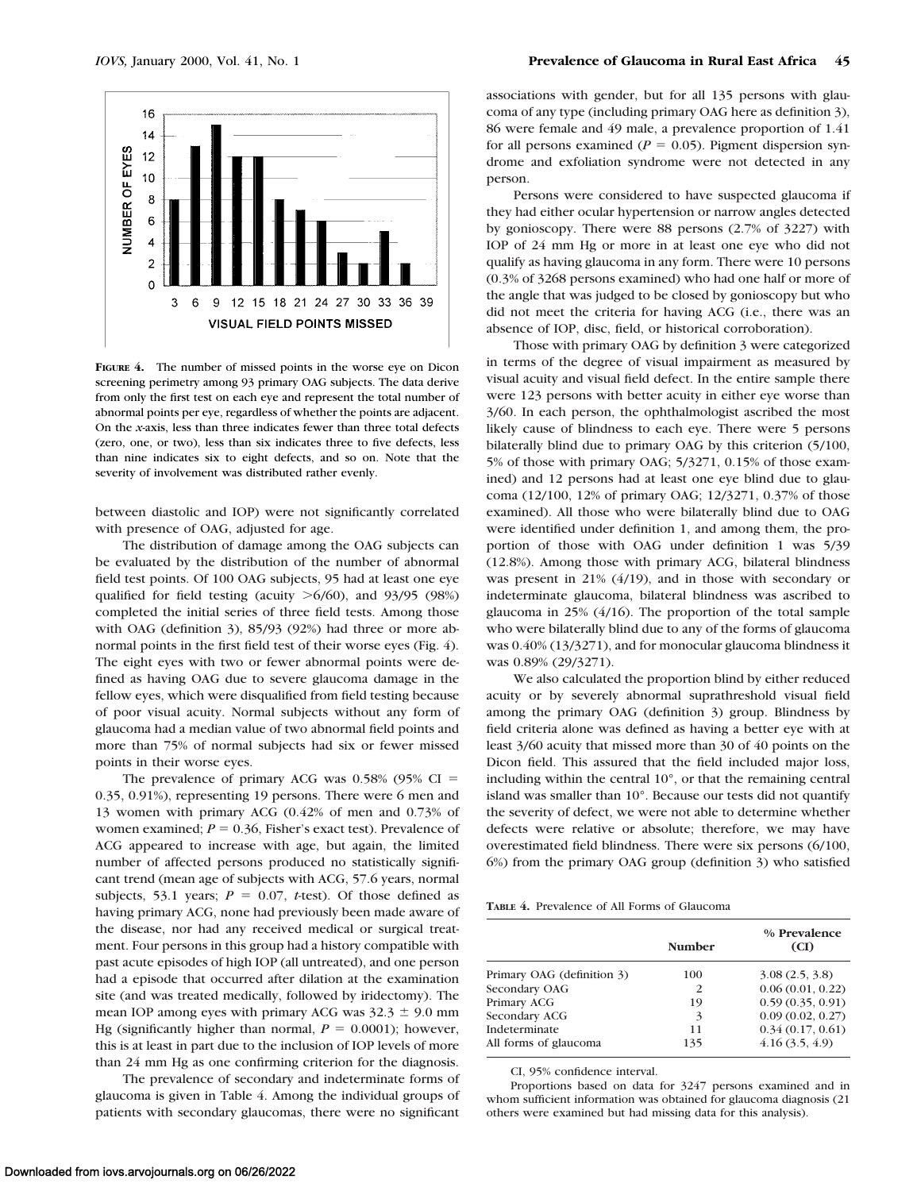**Figure 4.** The number of missed points in the worse eye on Dicon screening perimetry among 93 primary OAG subjects. The data derive from only the first test on each eye and represent the total number of abnormal points per eye, regardless of whether the points are adjacent. On the *x*-axis, less than three indicates fewer than three total defects (zero, one, or two), less than six indicates three to five defects, less than nine indicates six to eight defects, and so on. Note that the severity of involvement was distributed rather evenly.

between diastolic and IOP) were not significantly correlated with presence of OAG, adjusted for age.

The distribution of damage among the OAG subjects can be evaluated by the distribution of the number of abnormal field test points. Of 100 OAG subjects, 95 had at least one eye qualified for field testing (acuity >6/60), and 93/95 (98%) completed the initial series of three field tests. Among those with OAG (definition 3), 85/93 (92%) had three or more abnormal points in the first field test of their worse eyes (Fig. 4). The eight eyes with two or fewer abnormal points were defined as having OAG due to severe glaucoma damage in the fellow eyes, which were disqualified from field testing because of poor visual acuity. Normal subjects without any form of glaucoma had a median value of two abnormal field points and more than 75% of normal subjects had six or fewer missed points in their worse eyes.

The prevalence of primary ACG was 0.58% (95% CI = 0.35, 0.91%), representing 19 persons. There were 6 men and 13 women with primary ACG (0.42% of men and 0.73% of women examined; $P = 0.36$, Fisher's exact test). Prevalence of ACG appeared to increase with age, but again, the limited number of affected persons produced no statistically significant trend (mean age of subjects with ACG, 57.6 years, normal subjects, 53.1 years; $P = 0.07$, *t*-test). Of those defined as having primary ACG, none had previously been made aware of the disease, nor had any received medical or surgical treatment. Four persons in this group had a history compatible with past acute episodes of high IOP (all untreated), and one person had a episode that occurred after dilation at the examination site (and was treated medically, followed by iridectomy). The mean IOP among eyes with primary ACG was $32.3 \pm 9.0$ mm Hg (significantly higher than normal, $P = 0.0001$); however, this is at least in part due to the inclusion of IOP levels of more than 24 mm Hg as one confirming criterion for the diagnosis.

The prevalence of secondary and indeterminate forms of glaucoma is given in Table 4. Among the individual groups of patients with secondary glaucomas, there were no significant associations with gender, but for all 135 persons with glaucoma of any type (including primary OAG here as definition 3), 86 were female and 49 male, a prevalence proportion of 1.41 for all persons examined ($P = 0.05$). Pigment dispersion syndrome and exfoliation syndrome were not detected in any person.

Persons were considered to have suspected glaucoma if they had either ocular hypertension or narrow angles detected by gonioscopy. There were 88 persons (2.7% of 3227) with IOP of 24 mm Hg or more in at least one eye who did not qualify as having glaucoma in any form. There were 10 persons (0.3% of 3268 persons examined) who had one half or more of the angle that was judged to be closed by gonioscopy but who did not meet the criteria for having ACG (i.e., there was an absence of IOP, disc, field, or historical corroboration).

Those with primary OAG by definition 3 were categorized in terms of the degree of visual impairment as measured by visual acuity and visual field defect. In the entire sample there were 123 persons with better acuity in either eye worse than 3/60. In each person, the ophthalmologist ascribed the most likely cause of blindness to each eye. There were 5 persons bilaterally blind due to primary OAG by this criterion (5/100, 5% of those with primary OAG; 5/3271, 0.15% of those examined) and 12 persons had at least one eye blind due to glaucoma (12/100, 12% of primary OAG; 12/3271, 0.37% of those examined). All those who were bilaterally blind due to OAG were identified under definition 1, and among them, the proportion of those with OAG under definition 1 was 5/39 (12.8%). Among those with primary ACG, bilateral blindness was present in 21% (4/19), and in those with secondary or indeterminate glaucoma, bilateral blindness was ascribed to glaucoma in 25% (4/16). The proportion of the total sample who were bilaterally blind due to any of the forms of glaucoma was 0.40% (13/3271), and for monocular glaucoma blindness it was 0.89% (29/3271).

We also calculated the proportion blind by either reduced acuity or by severely abnormal suprathreshold visual field among the primary OAG (definition 3) group. Blindness by field criteria alone was defined as having a better eye with at least 3/60 acuity that missed more than 30 of 40 points on the Dicon field. This assured that the field included major loss, including within the central 10°, or that the remaining central island was smaller than 10°. Because our tests did not quantify the severity of defect, we were not able to determine whether defects were relative or absolute; therefore, we may have overestimated field blindness. There were six persons (6/100, 6%) from the primary OAG group (definition 3) who satisfied

**Table 4.** Prevalence of All Forms of Glaucoma

| | Number | % Prevalence (CI) |
|---|---|---|
| Primary OAG (definition 3) | 100 | 3.08 (2.5, 3.8) |
| Secondary OAG | 2 | 0.06 (0.01, 0.22) |
| Primary ACG | 19 | 0.59 (0.35, 0.91) |
| Secondary ACG | 3 | 0.09 (0.02, 0.27) |
| Indeterminate | 11 | 0.34 (0.17, 0.61) |
| All forms of glaucoma | 135 | 4.16 (3.5, 4.9) |

CI, 95% confidence interval.

Proportions based on data for 3247 persons examined and in whom sufficient information was obtained for glaucoma diagnosis (21 others were examined but had missing data for this analysis).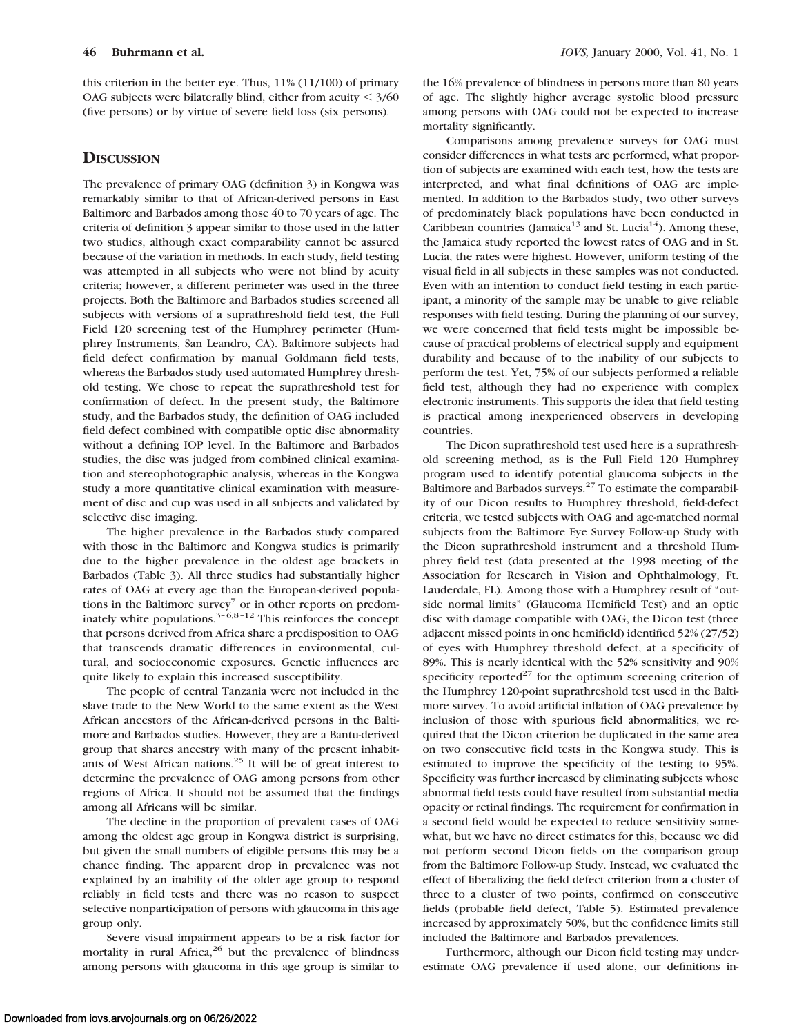this criterion in the better eye. Thus, 11% (11/100) of primary OAG subjects were bilaterally blind, either from acuity < 3/60 (five persons) or by virtue of severe field loss (six persons).

## Discussion

The prevalence of primary OAG (definition 3) in Kongwa was remarkably similar to that of African-derived persons in East Baltimore and Barbados among those 40 to 70 years of age. The criteria of definition 3 appear similar to those used in the latter two studies, although exact comparability cannot be assured because of the variation in methods. In each study, field testing was attempted in all subjects who were not blind by acuity criteria; however, a different perimeter was used in the three projects. Both the Baltimore and Barbados studies screened all subjects with versions of a suprathreshold field test, the Full Field 120 screening test of the Humphrey perimeter (Humphrey Instruments, San Leandro, CA). Baltimore subjects had field defect confirmation by manual Goldmann field tests, whereas the Barbados study used automated Humphrey threshold testing. We chose to repeat the suprathreshold test for confirmation of defect. In the present study, the Baltimore study, and the Barbados study, the definition of OAG included field defect combined with compatible optic disc abnormality without a defining IOP level. In the Baltimore and Barbados studies, the disc was judged from combined clinical examination and stereophotographic analysis, whereas in the Kongwa study a more quantitative clinical examination with measurement of disc and cup was used in all subjects and validated by selective disc imaging.

The higher prevalence in the Barbados study compared with those in the Baltimore and Kongwa studies is primarily due to the higher prevalence in the oldest age brackets in Barbados (Table 3). All three studies had substantially higher rates of OAG at every age than the European-derived populations in the Baltimore survey[7] or in other reports on predominately white populations.[3–6,8–12] This reinforces the concept that persons derived from Africa share a predisposition to OAG that transcends dramatic differences in environmental, cultural, and socioeconomic exposures. Genetic influences are quite likely to explain this increased susceptibility.

The people of central Tanzania were not included in the slave trade to the New World to the same extent as the West African ancestors of the African-derived persons in the Baltimore and Barbados studies. However, they are a Bantu-derived group that shares ancestry with many of the present inhabitants of West African nations.[25] It will be of great interest to determine the prevalence of OAG among persons from other regions of Africa. It should not be assumed that the findings among all Africans will be similar.

The decline in the proportion of prevalent cases of OAG among the oldest age group in Kongwa district is surprising, but given the small numbers of eligible persons this may be a chance finding. The apparent drop in prevalence was not explained by an inability of the older age group to respond reliably in field tests and there was no reason to suspect selective nonparticipation of persons with glaucoma in this age group only.

Severe visual impairment appears to be a risk factor for mortality in rural Africa,[26] but the prevalence of blindness among persons with glaucoma in this age group is similar to the 16% prevalence of blindness in persons more than 80 years of age. The slightly higher average systolic blood pressure among persons with OAG could not be expected to increase mortality significantly.

Comparisons among prevalence surveys for OAG must consider differences in what tests are performed, what proportion of subjects are examined with each test, how the tests are interpreted, and what final definitions of OAG are implemented. In addition to the Barbados study, two other surveys of predominately black populations have been conducted in Caribbean countries (Jamaica[13] and St. Lucia[14]). Among these, the Jamaica study reported the lowest rates of OAG and in St. Lucia, the rates were highest. However, uniform testing of the visual field in all subjects in these samples was not conducted. Even with an intention to conduct field testing in each participant, a minority of the sample may be unable to give reliable responses with field testing. During the planning of our survey, we were concerned that field tests might be impossible because of practical problems of electrical supply and equipment durability and because of to the inability of our subjects to perform the test. Yet, 75% of our subjects performed a reliable field test, although they had no experience with complex electronic instruments. This supports the idea that field testing is practical among inexperienced observers in developing countries.

The Dicon suprathreshold test used here is a suprathreshold screening method, as is the Full Field 120 Humphrey program used to identify potential glaucoma subjects in the Baltimore and Barbados surveys.[27] To estimate the comparability of our Dicon results to Humphrey threshold, field-defect criteria, we tested subjects with OAG and age-matched normal subjects from the Baltimore Eye Survey Follow-up Study with the Dicon suprathreshold instrument and a threshold Humphrey field test (data presented at the 1998 meeting of the Association for Research in Vision and Ophthalmology, Ft. Lauderdale, FL). Among those with a Humphrey result of "outside normal limits" (Glaucoma Hemifield Test) and an optic disc with damage compatible with OAG, the Dicon test (three adjacent missed points in one hemifield) identified 52% (27/52) of eyes with Humphrey threshold defect, at a specificity of 89%. This is nearly identical with the 52% sensitivity and 90% specificity reported[27] for the optimum screening criterion of the Humphrey 120-point suprathreshold test used in the Baltimore survey. To avoid artificial inflation of OAG prevalence by inclusion of those with spurious field abnormalities, we required that the Dicon criterion be duplicated in the same area on two consecutive field tests in the Kongwa study. This is estimated to improve the specificity of the testing to 95%. Specificity was further increased by eliminating subjects whose abnormal field tests could have resulted from substantial media opacity or retinal findings. The requirement for confirmation in a second field would be expected to reduce sensitivity somewhat, but we have no direct estimates for this, because we did not perform second Dicon fields on the comparison group from the Baltimore Follow-up Study. Instead, we evaluated the effect of liberalizing the field defect criterion from a cluster of three to a cluster of two points, confirmed on consecutive fields (probable field defect, Table 5). Estimated prevalence increased by approximately 50%, but the confidence limits still included the Baltimore and Barbados prevalences.

Furthermore, although our Dicon field testing may underestimate OAG prevalence if used alone, our definitions in-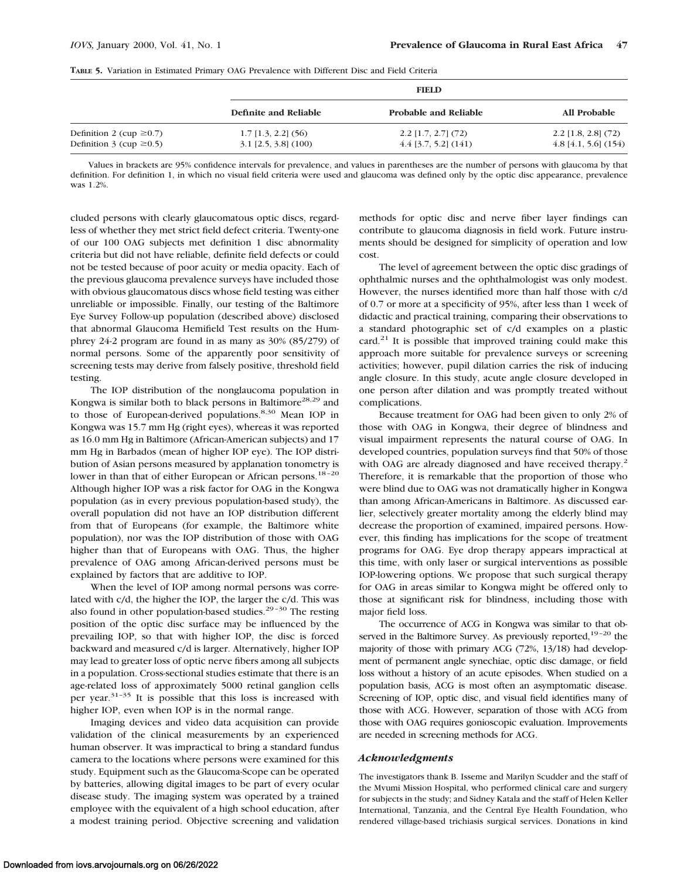**TABLE 5.** Variation in Estimated Primary OAG Prevalence with Different Disc and Field Criteria

| | FIELD | | |
|---|---|---|---|
| | Definite and Reliable | Probable and Reliable | All Probable |
| Definition 2 (cup ≥0.7) | 1.7 [1.3, 2.2] (56) | 2.2 [1.7, 2.7] (72) | 2.2 [1.8, 2.8] (72) |
| Definition 3 (cup ≥0.5) | 3.1 [2.5, 3.8] (100) | 4.4 [3.7, 5.2] (141) | 4.8 [4.1, 5.6] (154) |

Values in brackets are 95% confidence intervals for prevalence, and values in parentheses are the number of persons with glaucoma by that definition. For definition 1, in which no visual field criteria were used and glaucoma was defined only by the optic disc appearance, prevalence was 1.2%.

cluded persons with clearly glaucomatous optic discs, regardless of whether they met strict field defect criteria. Twenty-one of our 100 OAG subjects met definition 1 disc abnormality criteria but did not have reliable, definite field defects or could not be tested because of poor acuity or media opacity. Each of the previous glaucoma prevalence surveys have included those with obvious glaucomatous discs whose field testing was either unreliable or impossible. Finally, our testing of the Baltimore Eye Survey Follow-up population (described above) disclosed that abnormal Glaucoma Hemifield Test results on the Humphrey 24-2 program are found in as many as 30% (85/279) of normal persons. Some of the apparently poor sensitivity of screening tests may derive from falsely positive, threshold field testing.

The IOP distribution of the nonglaucoma population in Kongwa is similar both to black persons in Baltimore[28,29] and to those of European-derived populations.[8,30] Mean IOP in Kongwa was 15.7 mm Hg (right eyes), whereas it was reported as 16.0 mm Hg in Baltimore (African-American subjects) and 17 mm Hg in Barbados (mean of higher IOP eye). The IOP distribution of Asian persons measured by applanation tonometry is lower in than that of either European or African persons.[18–20] Although higher IOP was a risk factor for OAG in the Kongwa population (as in every previous population-based study), the overall population did not have an IOP distribution different from that of Europeans (for example, the Baltimore white population), nor was the IOP distribution of those with OAG higher than that of Europeans with OAG. Thus, the higher prevalence of OAG among African-derived persons must be explained by factors that are additive to IOP.

When the level of IOP among normal persons was correlated with c/d, the higher the IOP, the larger the c/d. This was also found in other population-based studies.[29–30] The resting position of the optic disc surface may be influenced by the prevailing IOP, so that with higher IOP, the disc is forced backward and measured c/d is larger. Alternatively, higher IOP may lead to greater loss of optic nerve fibers among all subjects in a population. Cross-sectional studies estimate that there is an age-related loss of approximately 5000 retinal ganglion cells per year.[31–35] It is possible that this loss is increased with higher IOP, even when IOP is in the normal range.

Imaging devices and video data acquisition can provide validation of the clinical measurements by an experienced human observer. It was impractical to bring a standard fundus camera to the locations where persons were examined for this study. Equipment such as the Glaucoma-Scope can be operated by batteries, allowing digital images to be part of every ocular disease study. The imaging system was operated by a trained employee with the equivalent of a high school education, after a modest training period. Objective screening and validation methods for optic disc and nerve fiber layer findings can contribute to glaucoma diagnosis in field work. Future instruments should be designed for simplicity of operation and low cost.

The level of agreement between the optic disc gradings of ophthalmic nurses and the ophthalmologist was only modest. However, the nurses identified more than half those with c/d of 0.7 or more at a specificity of 95%, after less than 1 week of didactic and practical training, comparing their observations to a standard photographic set of c/d examples on a plastic card.[21] It is possible that improved training could make this approach more suitable for prevalence surveys or screening activities; however, pupil dilation carries the risk of inducing angle closure. In this study, acute angle closure developed in one person after dilation and was promptly treated without complications.

Because treatment for OAG had been given to only 2% of those with OAG in Kongwa, their degree of blindness and visual impairment represents the natural course of OAG. In developed countries, population surveys find that 50% of those with OAG are already diagnosed and have received therapy.[2] Therefore, it is remarkable that the proportion of those who were blind due to OAG was not dramatically higher in Kongwa than among African-Americans in Baltimore. As discussed earlier, selectively greater mortality among the elderly blind may decrease the proportion of examined, impaired persons. However, this finding has implications for the scope of treatment programs for OAG. Eye drop therapy appears impractical at this time, with only laser or surgical interventions as possible IOP-lowering options. We propose that such surgical therapy for OAG in areas similar to Kongwa might be offered only to those at significant risk for blindness, including those with major field loss.

The occurrence of ACG in Kongwa was similar to that observed in the Baltimore Survey. As previously reported,[19–20] the majority of those with primary ACG (72%, 13/18) had development of permanent angle synechiae, optic disc damage, or field loss without a history of an acute episodes. When studied on a population basis, ACG is most often an asymptomatic disease. Screening of IOP, optic disc, and visual field identifies many of those with ACG. However, separation of those with ACG from those with OAG requires gonioscopic evaluation. Improvements are needed in screening methods for ACG.

### *Acknowledgments*

The investigators thank B. Isseme and Marilyn Scudder and the staff of the Mvumi Mission Hospital, who performed clinical care and surgery for subjects in the study; and Sidney Katala and the staff of Helen Keller International, Tanzania, and the Central Eye Health Foundation, who rendered village-based trichiasis surgical services. Donations in kind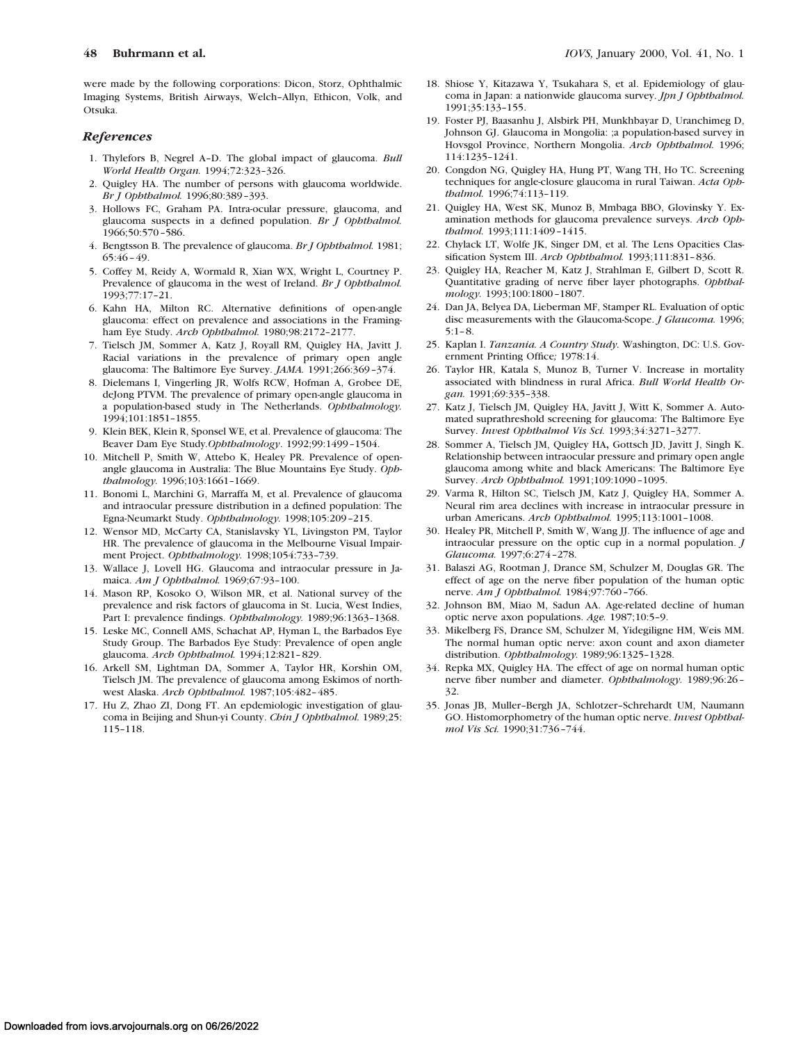were made by the following corporations: Dicon, Storz, Ophthalmic Imaging Systems, British Airways, Welch–Allyn, Ethicon, Volk, and Otsuka.

## *References*

1. Thylefors B, Negrel A–D. The global impact of glaucoma. *Bull World Health Organ.* 1994;72:323–326.
2. Quigley HA. The number of persons with glaucoma worldwide. *Br J Ophthalmol.* 1996;80:389–393.
3. Hollows FC, Graham PA. Intra-ocular pressure, glaucoma, and glaucoma suspects in a defined population. *Br J Ophthalmol.* 1966;50:570–586.
4. Bengtsson B. The prevalence of glaucoma. *Br J Ophthalmol.* 1981; 65:46–49.
5. Coffey M, Reidy A, Wormald R, Xian WX, Wright L, Courtney P. Prevalence of glaucoma in the west of Ireland. *Br J Ophthalmol.* 1993;77:17–21.
6. Kahn HA, Milton RC. Alternative definitions of open-angle glaucoma: effect on prevalence and associations in the Framingham Eye Study. *Arch Ophthalmol.* 1980;98:2172–2177.
7. Tielsch JM, Sommer A, Katz J, Royall RM, Quigley HA, Javitt J. Racial variations in the prevalence of primary open angle glaucoma: The Baltimore Eye Survey. *JAMA.* 1991;266:369–374.
8. Dielemans I, Vingerling JR, Wolfs RCW, Hofman A, Grobee DE, deJong PTVM. The prevalence of primary open-angle glaucoma in a population-based study in The Netherlands. *Ophthalmology.* 1994;101:1851–1855.
9. Klein BEK, Klein R, Sponsel WE, et al. Prevalence of glaucoma: The Beaver Dam Eye Study.*Ophthalmology*. 1992;99:1499–1504.
10. Mitchell P, Smith W, Attebo K, Healey PR. Prevalence of open-angle glaucoma in Australia: The Blue Mountains Eye Study. *Ophthalmology.* 1996;103:1661–1669.
11. Bonomi L, Marchini G, Marraffa M, et al. Prevalence of glaucoma and intraocular pressure distribution in a defined population: The Egna-Neumarkt Study. *Ophthalmology.* 1998;105:209–215.
12. Wensor MD, McCarty CA, Stanislavsky YL, Livingston PM, Taylor HR. The prevalence of glaucoma in the Melbourne Visual Impairment Project. *Ophthalmology.* 1998;1054:733–739.
13. Wallace J, Lovell HG. Glaucoma and intraocular pressure in Jamaica. *Am J Ophthalmol.* 1969;67:93–100.
14. Mason RP, Kosoko O, Wilson MR, et al. National survey of the prevalence and risk factors of glaucoma in St. Lucia, West Indies, Part I: prevalence findings. *Ophthalmology.* 1989;96:1363–1368.
15. Leske MC, Connell AMS, Schachat AP, Hyman L, the Barbados Eye Study Group. The Barbados Eye Study: Prevalence of open angle glaucoma. *Arch Ophthalmol.* 1994;12:821–829.
16. Arkell SM, Lightman DA, Sommer A, Taylor HR, Korshin OM, Tielsch JM. The prevalence of glaucoma among Eskimos of northwest Alaska. *Arch Ophthalmol.* 1987;105:482–485.
17. Hu Z, Zhao ZI, Dong FT. An epidemiologic investigation of glaucoma in Beijing and Shun-yi County. *Chin J Ophthalmol.* 1989;25: 115–118.
18. Shiose Y, Kitazawa Y, Tsukahara S, et al. Epidemiology of glaucoma in Japan: a nationwide glaucoma survey. *Jpn J Ophthalmol.* 1991;35:133–155.
19. Foster PJ, Baasanhu J, Alsbirk PH, Munkhbayar D, Uranchimeg D, Johnson GJ. Glaucoma in Mongolia: ;a population-based survey in Hovsgol Province, Northern Mongolia. *Arch Ophthalmol.* 1996; 114:1235–1241.
20. Congdon NG, Quigley HA, Hung PT, Wang TH, Ho TC. Screening techniques for angle-closure glaucoma in rural Taiwan. *Acta Ophthalmol.* 1996;74:113–119.
21. Quigley HA, West SK, Munoz B, Mmbaga BBO, Glovinsky Y. Examination methods for glaucoma prevalence surveys. *Arch Ophthalmol.* 1993;111:1409–1415.
22. Chylack LT, Wolfe JK, Singer DM, et al. The Lens Opacities Classification System III. *Arch Ophthalmol.* 1993;111:831–836.
23. Quigley HA, Reacher M, Katz J, Strahlman E, Gilbert D, Scott R. Quantitative grading of nerve fiber layer photographs. *Ophthalmology.* 1993;100:1800–1807.
24. Dan JA, Belyea DA, Lieberman MF, Stamper RL. Evaluation of optic disc measurements with the Glaucoma-Scope. *J Glaucoma.* 1996; 5:1–8.
25. Kaplan I. *Tanzania. A Country Study.* Washington, DC: U.S. Government Printing Office*;* 1978:14.
26. Taylor HR, Katala S, Munoz B, Turner V. Increase in mortality associated with blindness in rural Africa. *Bull World Health Organ.* 1991;69:335–338.
27. Katz J, Tielsch JM, Quigley HA, Javitt J, Witt K, Sommer A. Automated suprathreshold screening for glaucoma: The Baltimore Eye Survey. *Invest Ophthalmol Vis Sci.* 1993;34:3271–3277.
28. Sommer A, Tielsch JM, Quigley HA**,** Gottsch JD, Javitt J, Singh K. Relationship between intraocular pressure and primary open angle glaucoma among white and black Americans: The Baltimore Eye Survey. *Arch Ophthalmol.* 1991;109:1090–1095.
29. Varma R, Hilton SC, Tielsch JM, Katz J, Quigley HA, Sommer A. Neural rim area declines with increase in intraocular pressure in urban Americans. *Arch Ophthalmol.* 1995;113:1001–1008.
30. Healey PR, Mitchell P, Smith W, Wang JJ. The influence of age and intraocular pressure on the optic cup in a normal population. *J Glaucoma.* 1997;6:274–278.
31. Balaszi AG, Rootman J, Drance SM, Schulzer M, Douglas GR. The effect of age on the nerve fiber population of the human optic nerve. *Am J Ophthalmol.* 1984;97:760–766.
32. Johnson BM, Miao M, Sadun AA. Age-related decline of human optic nerve axon populations. *Age.* 1987;10:5–9.
33. Mikelberg FS, Drance SM, Schulzer M, Yidegiligne HM, Weis MM. The normal human optic nerve: axon count and axon diameter distribution. *Ophthalmology.* 1989;96:1325–1328.
34. Repka MX, Quigley HA. The effect of age on normal human optic nerve fiber number and diameter. *Ophthalmology.* 1989;96:26–32.
35. Jonas JB, Muller–Bergh JA, Schlotzer–Schrehardt UM, Naumann GO. Histomorphometry of the human optic nerve. *Invest Ophthalmol Vis Sci.* 1990;31:736–744.